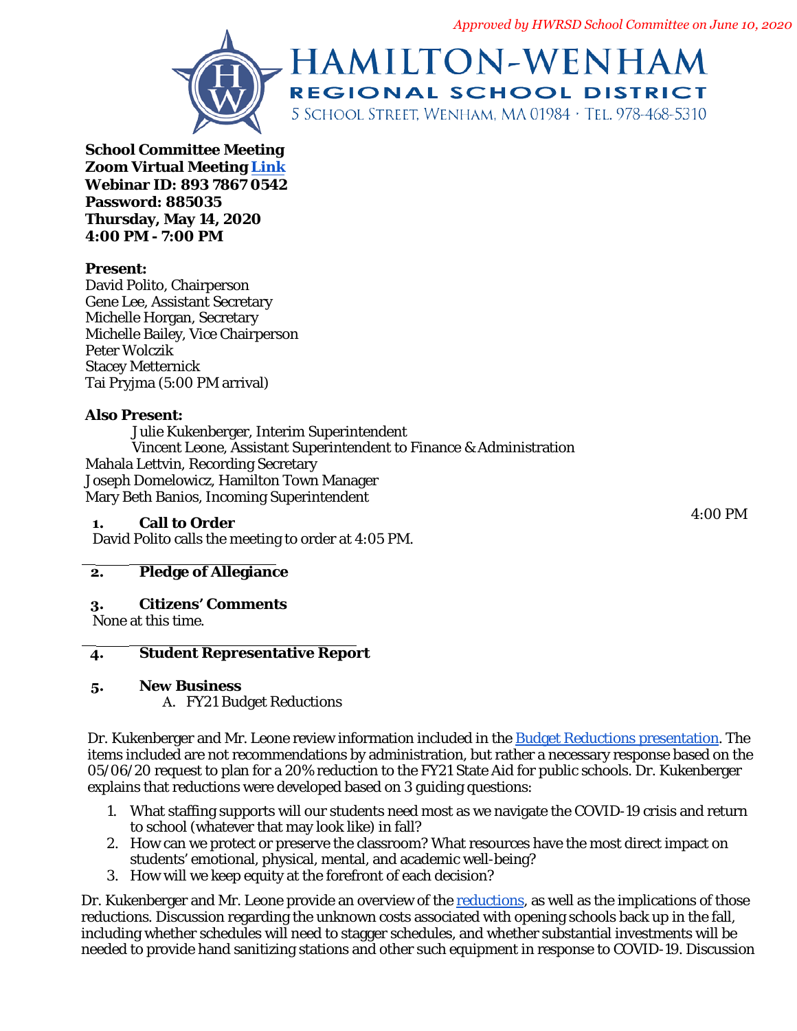*Approved by HWRSD School Committee on June 10, 2020*

# HAMILTON-WENHAM
## REGIONAL SCHOOL DISTRICT
5 School Street, Wenham, MA 01984 · Tel. 978-468-5310

**School Committee Meeting**
**Zoom Virtual Meeting [Link](#)**
**Webinar ID: 893 7867 0542**
**Password: 885035**
**Thursday, May 14, 2020**
**4:00 PM - 7:00 PM**

**Present:**
David Polito, Chairperson
Gene Lee, Assistant Secretary
Michelle Horgan, Secretary
Michelle Bailey, Vice Chairperson
Peter Wolczik
Stacey Metternick
Tai Pryjma (5:00 PM arrival)

**Also Present:**
Julie Kukenberger, Interim Superintendent
Vincent Leone, Assistant Superintendent to Finance & Administration
Mahala Lettvin, Recording Secretary
Joseph Domelowicz, Hamilton Town Manager
Mary Beth Banios, Incoming Superintendent

4:00 PM

**1. Call to Order**

David Polito calls the meeting to order at 4:05 PM.

**2. Pledge of Allegiance**

**3. Citizens' Comments**

None at this time.

**4. Student Representative Report**

**5. New Business**

A. FY21 Budget Reductions

Dr. Kukenberger and Mr. Leone review information included in the [Budget Reductions presentation](#). The items included are not recommendations by administration, but rather a necessary response based on the 05/06/20 request to plan for a 20% reduction to the FY21 State Aid for public schools. Dr. Kukenberger explains that reductions were developed based on 3 guiding questions:

1. What staffing supports will our students need most as we navigate the COVID-19 crisis and return to school (whatever that may look like) in fall?
2. How can we protect or preserve the classroom? What resources have the most direct impact on students' emotional, physical, mental, and academic well-being?
3. How will we keep equity at the forefront of each decision?

Dr. Kukenberger and Mr. Leone provide an overview of the [reductions](#), as well as the implications of those reductions. Discussion regarding the unknown costs associated with opening schools back up in the fall, including whether schedules will need to stagger schedules, and whether substantial investments will be needed to provide hand sanitizing stations and other such equipment in response to COVID-19. Discussion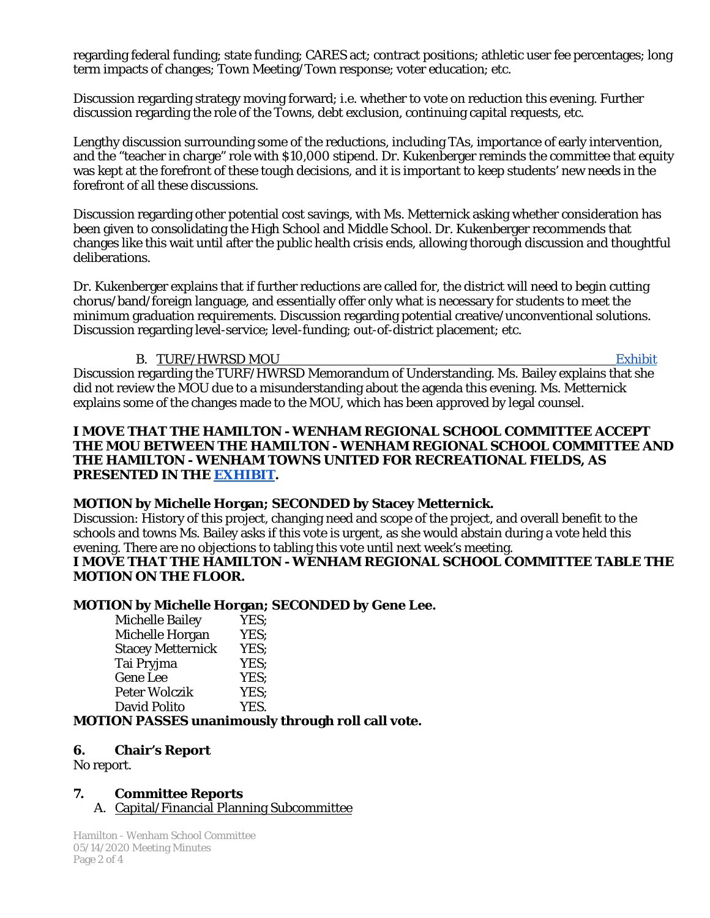regarding federal funding; state funding; CARES act; contract positions; athletic user fee percentages; long term impacts of changes; Town Meeting/Town response; voter education; etc.

Discussion regarding strategy moving forward; i.e. whether to vote on reduction this evening. Further discussion regarding the role of the Towns, debt exclusion, continuing capital requests, etc.

Lengthy discussion surrounding some of the reductions, including TAs, importance of early intervention, and the "teacher in charge" role with $10,000 stipend. Dr. Kukenberger reminds the committee that equity was kept at the forefront of these tough decisions, and it is important to keep students' new needs in the forefront of all these discussions.

Discussion regarding other potential cost savings, with Ms. Metternick asking whether consideration has been given to consolidating the High School and Middle School. Dr. Kukenberger recommends that changes like this wait until after the public health crisis ends, allowing thorough discussion and thoughtful deliberations.

Dr. Kukenberger explains that if further reductions are called for, the district will need to begin cutting chorus/band/foreign language, and essentially offer only what is necessary for students to meet the minimum graduation requirements. Discussion regarding potential creative/unconventional solutions. Discussion regarding level-service; level-funding; out-of-district placement; etc.

B. TURF/HWRSD MOU — Exhibit

Discussion regarding the TURF/HWRSD Memorandum of Understanding. Ms. Bailey explains that she did not review the MOU due to a misunderstanding about the agenda this evening. Ms. Metternick explains some of the changes made to the MOU, which has been approved by legal counsel.

**I MOVE THAT THE HAMILTON - WENHAM REGIONAL SCHOOL COMMITTEE ACCEPT THE MOU BETWEEN THE HAMILTON - WENHAM REGIONAL SCHOOL COMMITTEE AND THE HAMILTON - WENHAM TOWNS UNITED FOR RECREATIONAL FIELDS, AS PRESENTED IN THE EXHIBIT.**

**MOTION by Michelle Horgan; SECONDED by Stacey Metternick.**

Discussion: History of this project, changing need and scope of the project, and overall benefit to the schools and towns Ms. Bailey asks if this vote is urgent, as she would abstain during a vote held this evening. There are no objections to tabling this vote until next week's meeting.

**I MOVE THAT THE HAMILTON - WENHAM REGIONAL SCHOOL COMMITTEE TABLE THE MOTION ON THE FLOOR.**

**MOTION by Michelle Horgan; SECONDED by Gene Lee.**

| | |
|---|---|
| Michelle Bailey | YES; |
| Michelle Horgan | YES; |
| Stacey Metternick | YES; |
| Tai Pryjma | YES; |
| Gene Lee | YES; |
| Peter Wolczik | YES; |
| David Polito | YES. |

**MOTION PASSES unanimously through roll call vote.**

## 6. Chair's Report

No report.

## 7. Committee Reports

A. Capital/Financial Planning Subcommittee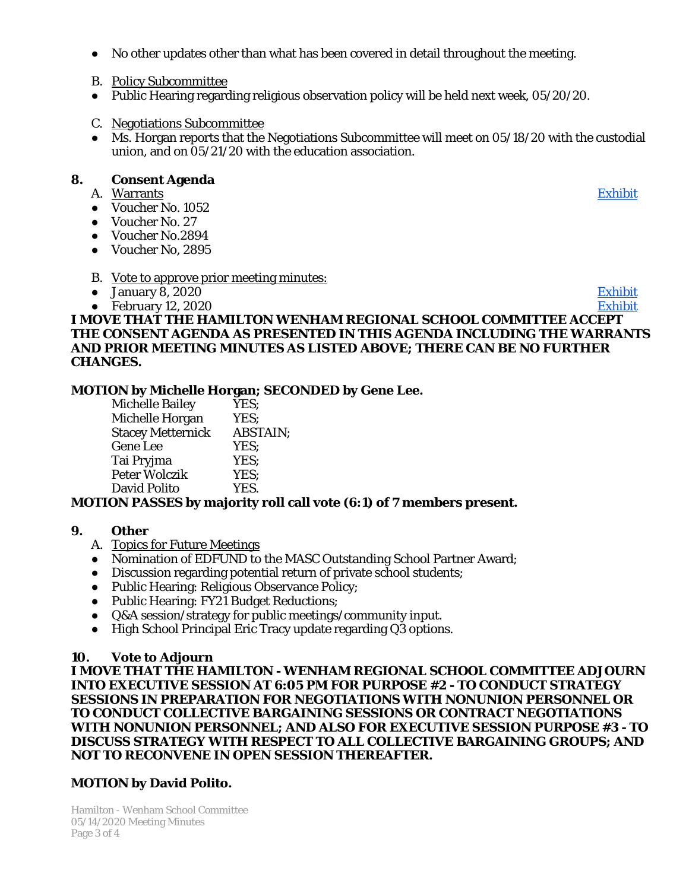- No other updates other than what has been covered in detail throughout the meeting.

B. Policy Subcommittee

- Public Hearing regarding religious observation policy will be held next week, 05/20/20.

C. Negotiations Subcommittee

- Ms. Horgan reports that the Negotiations Subcommittee will meet on 05/18/20 with the custodial union, and on 05/21/20 with the education association.

## 8. Consent Agenda

A. Warrants — Exhibit

- Voucher No. 1052
- Voucher No. 27
- Voucher No.2894
- Voucher No, 2895

B. Vote to approve prior meeting minutes:

- January 8, 2020 — Exhibit
- February 12, 2020 — Exhibit

**I MOVE THAT THE HAMILTON WENHAM REGIONAL SCHOOL COMMITTEE ACCEPT THE CONSENT AGENDA AS PRESENTED IN THIS AGENDA INCLUDING THE WARRANTS AND PRIOR MEETING MINUTES AS LISTED ABOVE; THERE CAN BE NO FURTHER CHANGES.**

**MOTION by Michelle Horgan; SECONDED by Gene Lee.**

| | |
|---|---|
| Michelle Bailey | YES; |
| Michelle Horgan | YES; |
| Stacey Metternick | ABSTAIN; |
| Gene Lee | YES; |
| Tai Pryjma | YES; |
| Peter Wolczik | YES; |
| David Polito | YES. |

**MOTION PASSES by majority roll call vote (6:1) of 7 members present.**

## 9. Other

A. Topics for Future Meetings

- Nomination of EDFUND to the MASC Outstanding School Partner Award;
- Discussion regarding potential return of private school students;
- Public Hearing: Religious Observance Policy;
- Public Hearing: FY21 Budget Reductions;
- Q&A session/strategy for public meetings/community input.
- High School Principal Eric Tracy update regarding Q3 options.

## 10. Vote to Adjourn

**I MOVE THAT THE HAMILTON - WENHAM REGIONAL SCHOOL COMMITTEE ADJOURN INTO EXECUTIVE SESSION AT 6:05 PM FOR PURPOSE #2 - TO CONDUCT STRATEGY SESSIONS IN PREPARATION FOR NEGOTIATIONS WITH NONUNION PERSONNEL OR TO CONDUCT COLLECTIVE BARGAINING SESSIONS OR CONTRACT NEGOTIATIONS WITH NONUNION PERSONNEL; AND ALSO FOR EXECUTIVE SESSION PURPOSE #3 - TO DISCUSS STRATEGY WITH RESPECT TO ALL COLLECTIVE BARGAINING GROUPS; AND NOT TO RECONVENE IN OPEN SESSION THEREAFTER.**

**MOTION by David Polito.**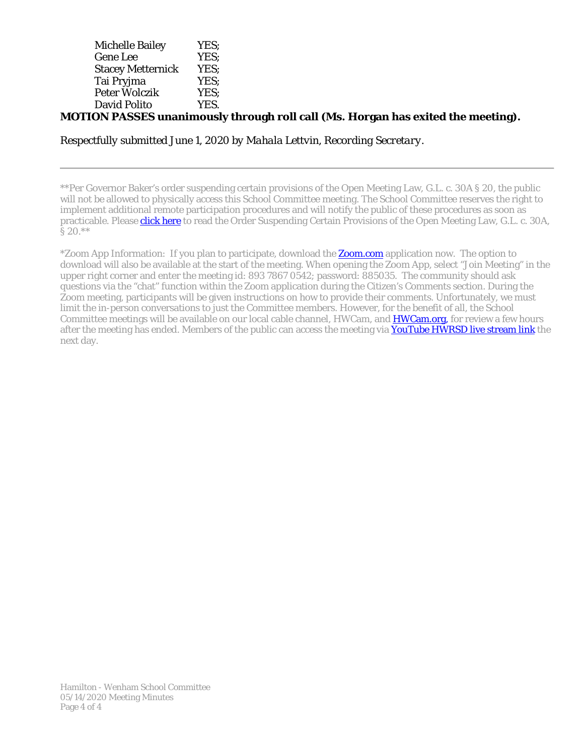Michelle Bailey YES;
Gene Lee YES;
Stacey Metternick YES;
Tai Pryjma YES;
Peter Wolczik YES;
David Polito YES.

**MOTION PASSES unanimously through roll call (Ms. Horgan has exited the meeting).**

*Respectfully submitted June 1, 2020 by Mahala Lettvin, Recording Secretary.*

---

**Per Governor Baker's order suspending certain provisions of the Open Meeting Law, G.L. c. 30A § 20, the public will not be allowed to physically access this School Committee meeting. The School Committee reserves the right to implement additional remote participation procedures and will notify the public of these procedures as soon as practicable. Please click here to read the Order Suspending Certain Provisions of the Open Meeting Law, G.L. c. 30A, § 20.**

*Zoom App Information: If you plan to participate, download the Zoom.com application now. The option to download will also be available at the start of the meeting. When opening the Zoom App, select "Join Meeting" in the upper right corner and enter the meeting id: 893 7867 0542; password: 885035. The community should ask questions via the "chat" function within the Zoom application during the Citizen's Comments section. During the Zoom meeting, participants will be given instructions on how to provide their comments. Unfortunately, we must limit the in-person conversations to just the Committee members. However, for the benefit of all, the School Committee meetings will be available on our local cable channel, HWCam, and HWCam.org, for review a few hours after the meeting has ended. Members of the public can access the meeting via YouTube HWRSD live stream link the next day.